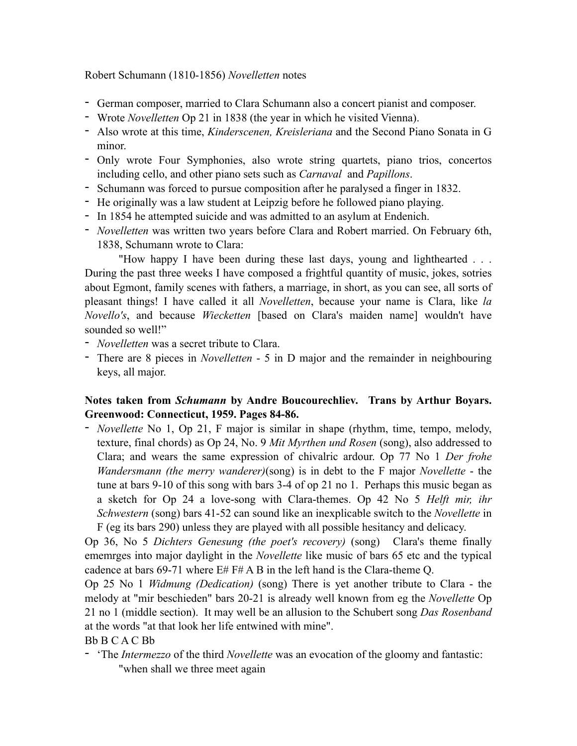Robert Schumann (1810-1856) *Novelletten* notes

- German composer, married to Clara Schumann also a concert pianist and composer.
- Wrote *Novelletten* Op 21 in 1838 (the year in which he visited Vienna).
- Also wrote at this time, *Kinderscenen, Kreisleriana* and the Second Piano Sonata in G minor.
- Only wrote Four Symphonies, also wrote string quartets, piano trios, concertos including cello, and other piano sets such as *Carnaval* and *Papillons*.
- Schumann was forced to pursue composition after he paralysed a finger in 1832.
- He originally was a law student at Leipzig before he followed piano playing.
- In 1854 he attempted suicide and was admitted to an asylum at Endenich.
- *Novelletten* was written two years before Clara and Robert married. On February 6th, 1838, Schumann wrote to Clara:

"How happy I have been during these last days, young and lighthearted . . . During the past three weeks I have composed a frightful quantity of music, jokes, sotries about Egmont, family scenes with fathers, a marriage, in short, as you can see, all sorts of pleasant things! I have called it all *Novelletten*, because your name is Clara, like *la Novello's*, and because *Wiecketten* [based on Clara's maiden name] wouldn't have sounded so well!"

- *Novelletten* was a secret tribute to Clara.
- There are 8 pieces in *Novelletten* - 5 in D major and the remainder in neighbouring keys, all major.

**Notes taken from *Schumann* by Andre Boucourechliev. Trans by Arthur Boyars. Greenwood: Connecticut, 1959. Pages 84-86.**

- *Novellette* No 1, Op 21, F major is similar in shape (rhythm, time, tempo, melody, texture, final chords) as Op 24, No. 9 *Mit Myrthen und Rosen* (song), also addressed to Clara; and wears the same expression of chivalric ardour. Op 77 No 1 *Der frohe Wandersmann (the merry wanderer)*(song) is in debt to the F major *Novellette* - the tune at bars 9-10 of this song with bars 3-4 of op 21 no 1. Perhaps this music began as a sketch for Op 24 a love-song with Clara-themes. Op 42 No 5 *Helft mir, ihr Schwestern* (song) bars 41-52 can sound like an inexplicable switch to the *Novellette* in F (eg its bars 290) unless they are played with all possible hesitancy and delicacy.

Op 36, No 5 *Dichters Genesung (the poet's recovery)* (song) Clara's theme finally ememrges into major daylight in the *Novellette* like music of bars 65 etc and the typical cadence at bars 69-71 where E# F# A B in the left hand is the Clara-theme Q.

Op 25 No 1 *Widmung (Dedication)* (song) There is yet another tribute to Clara - the melody at "mir beschieden" bars 20-21 is already well known from eg the *Novellette* Op 21 no 1 (middle section). It may well be an allusion to the Schubert song *Das Rosenband* at the words "at that look her life entwined with mine".

Bb B C A C Bb

- 'The *Intermezzo* of the third *Novellette* was an evocation of the gloomy and fantastic:

"when shall we three meet again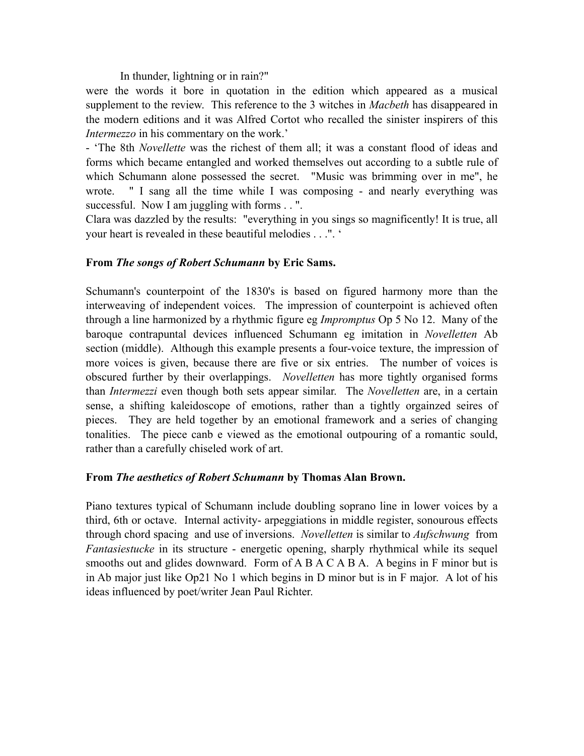In thunder, lightning or in rain?"

were the words it bore in quotation in the edition which appeared as a musical supplement to the review. This reference to the 3 witches in *Macbeth* has disappeared in the modern editions and it was Alfred Cortot who recalled the sinister inspirers of this *Intermezzo* in his commentary on the work.'

- 'The 8th *Novellette* was the richest of them all; it was a constant flood of ideas and forms which became entangled and worked themselves out according to a subtle rule of which Schumann alone possessed the secret. "Music was brimming over in me", he wrote. " I sang all the time while I was composing - and nearly everything was successful. Now I am juggling with forms . . ".

Clara was dazzled by the results: "everything in you sings so magnificently! It is true, all your heart is revealed in these beautiful melodies . . .". '

**From *The songs of Robert Schumann* by Eric Sams.**

Schumann's counterpoint of the 1830's is based on figured harmony more than the interweaving of independent voices. The impression of counterpoint is achieved often through a line harmonized by a rhythmic figure eg *Impromptus* Op 5 No 12. Many of the baroque contrapuntal devices influenced Schumann eg imitation in *Novelletten* Ab section (middle). Although this example presents a four-voice texture, the impression of more voices is given, because there are five or six entries. The number of voices is obscured further by their overlappings. *Novelletten* has more tightly organised forms than *Intermezzi* even though both sets appear similar. The *Novelletten* are, in a certain sense, a shifting kaleidoscope of emotions, rather than a tightly orgainzed seires of pieces. They are held together by an emotional framework and a series of changing tonalities. The piece canb e viewed as the emotional outpouring of a romantic sould, rather than a carefully chiseled work of art.

**From *The aesthetics of Robert Schumann* by Thomas Alan Brown.**

Piano textures typical of Schumann include doubling soprano line in lower voices by a third, 6th or octave. Internal activity- arpeggiations in middle register, sonourous effects through chord spacing and use of inversions. *Novelletten* is similar to *Aufschwung* from *Fantasiestucke* in its structure - energetic opening, sharply rhythmical while its sequel smooths out and glides downward. Form of A B A C A B A. A begins in F minor but is in Ab major just like Op21 No 1 which begins in D minor but is in F major. A lot of his ideas influenced by poet/writer Jean Paul Richter.